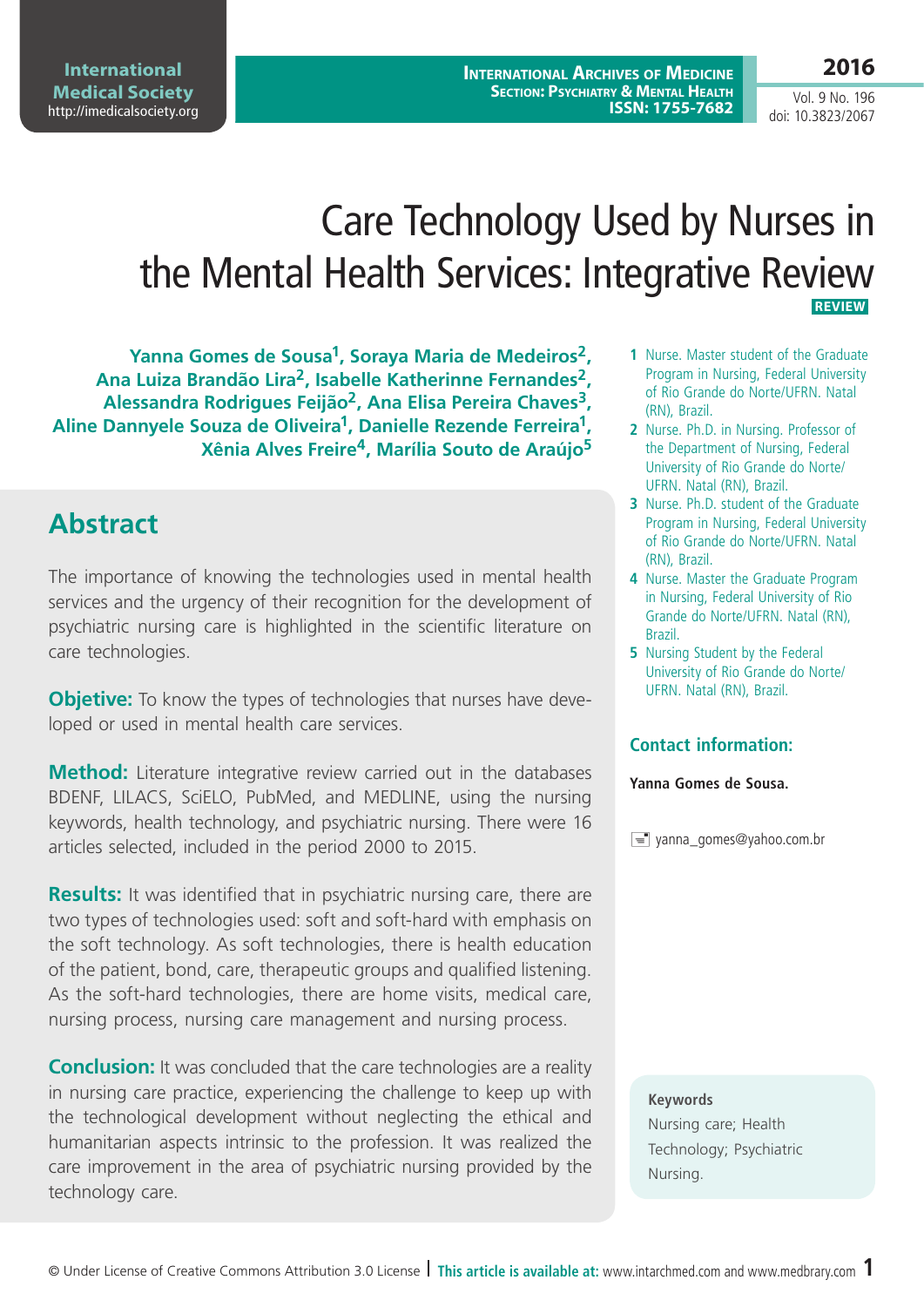# Care Technology Used by Nurses in the Mental Health Services: Integrative Review

**REVIEW**

**Yanna Gomes de Sousa[1], Soraya Maria de Medeiros[2], Ana Luiza Brandão Lira[2], Isabelle Katherinne Fernandes[2], Alessandra Rodrigues Feijão[2], Ana Elisa Pereira Chaves[3], Aline Dannyele Souza de Oliveira[1], Danielle Rezende Ferreira[1], Xênia Alves Freire[4], Marília Souto de Araújo[5]**

1 Nurse. Master student of the Graduate Program in Nursing, Federal University of Rio Grande do Norte/UFRN. Natal (RN), Brazil.

2 Nurse. Ph.D. in Nursing. Professor of the Department of Nursing, Federal University of Rio Grande do Norte/UFRN. Natal (RN), Brazil.

3 Nurse. Ph.D. student of the Graduate Program in Nursing, Federal University of Rio Grande do Norte/UFRN. Natal (RN), Brazil.

4 Nurse. Master the Graduate Program in Nursing, Federal University of Rio Grande do Norte/UFRN. Natal (RN), Brazil.

5 Nursing Student by the Federal University of Rio Grande do Norte/UFRN. Natal (RN), Brazil.

## Abstract

The importance of knowing the technologies used in mental health services and the urgency of their recognition for the development of psychiatric nursing care is highlighted in the scientific literature on care technologies.

**Objetive:** To know the types of technologies that nurses have developed or used in mental health care services.

**Method:** Literature integrative review carried out in the databases BDENF, LILACS, SciELO, PubMed, and MEDLINE, using the nursing keywords, health technology, and psychiatric nursing. There were 16 articles selected, included in the period 2000 to 2015.

**Results:** It was identified that in psychiatric nursing care, there are two types of technologies used: soft and soft-hard with emphasis on the soft technology. As soft technologies, there is health education of the patient, bond, care, therapeutic groups and qualified listening. As the soft-hard technologies, there are home visits, medical care, nursing process, nursing care management and nursing process.

**Conclusion:** It was concluded that the care technologies are a reality in nursing care practice, experiencing the challenge to keep up with the technological development without neglecting the ethical and humanitarian aspects intrinsic to the profession. It was realized the care improvement in the area of psychiatric nursing provided by the technology care.

### Contact information:

**Yanna Gomes de Sousa.**

yanna_gomes@yahoo.com.br

**Keywords**
Nursing care; Health Technology; Psychiatric Nursing.

© Under License of Creative Commons Attribution 3.0 License | **This article is available at:** www.intarchmed.com and www.medbrary.com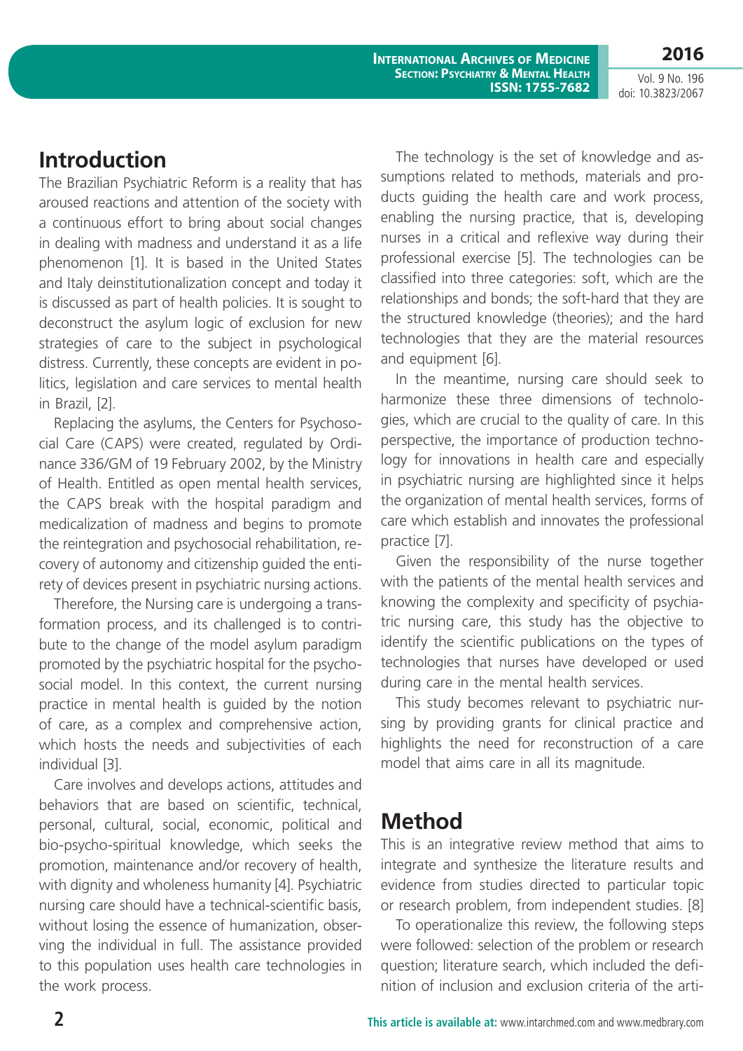## Introduction

The Brazilian Psychiatric Reform is a reality that has aroused reactions and attention of the society with a continuous effort to bring about social changes in dealing with madness and understand it as a life phenomenon [1]. It is based in the United States and Italy deinstitutionalization concept and today it is discussed as part of health policies. It is sought to deconstruct the asylum logic of exclusion for new strategies of care to the subject in psychological distress. Currently, these concepts are evident in politics, legislation and care services to mental health in Brazil, [2].

Replacing the asylums, the Centers for Psychosocial Care (CAPS) were created, regulated by Ordinance 336/GM of 19 February 2002, by the Ministry of Health. Entitled as open mental health services, the CAPS break with the hospital paradigm and medicalization of madness and begins to promote the reintegration and psychosocial rehabilitation, recovery of autonomy and citizenship guided the entirety of devices present in psychiatric nursing actions.

Therefore, the Nursing care is undergoing a transformation process, and its challenged is to contribute to the change of the model asylum paradigm promoted by the psychiatric hospital for the psychosocial model. In this context, the current nursing practice in mental health is guided by the notion of care, as a complex and comprehensive action, which hosts the needs and subjectivities of each individual [3].

Care involves and develops actions, attitudes and behaviors that are based on scientific, technical, personal, cultural, social, economic, political and bio-psycho-spiritual knowledge, which seeks the promotion, maintenance and/or recovery of health, with dignity and wholeness humanity [4]. Psychiatric nursing care should have a technical-scientific basis, without losing the essence of humanization, observing the individual in full. The assistance provided to this population uses health care technologies in the work process.

The technology is the set of knowledge and assumptions related to methods, materials and products guiding the health care and work process, enabling the nursing practice, that is, developing nurses in a critical and reflexive way during their professional exercise [5]. The technologies can be classified into three categories: soft, which are the relationships and bonds; the soft-hard that they are the structured knowledge (theories); and the hard technologies that they are the material resources and equipment [6].

In the meantime, nursing care should seek to harmonize these three dimensions of technologies, which are crucial to the quality of care. In this perspective, the importance of production technology for innovations in health care and especially in psychiatric nursing are highlighted since it helps the organization of mental health services, forms of care which establish and innovates the professional practice [7].

Given the responsibility of the nurse together with the patients of the mental health services and knowing the complexity and specificity of psychiatric nursing care, this study has the objective to identify the scientific publications on the types of technologies that nurses have developed or used during care in the mental health services.

This study becomes relevant to psychiatric nursing by providing grants for clinical practice and highlights the need for reconstruction of a care model that aims care in all its magnitude.

## Method

This is an integrative review method that aims to integrate and synthesize the literature results and evidence from studies directed to particular topic or research problem, from independent studies. [8]

To operationalize this review, the following steps were followed: selection of the problem or research question; literature search, which included the definition of inclusion and exclusion criteria of the arti-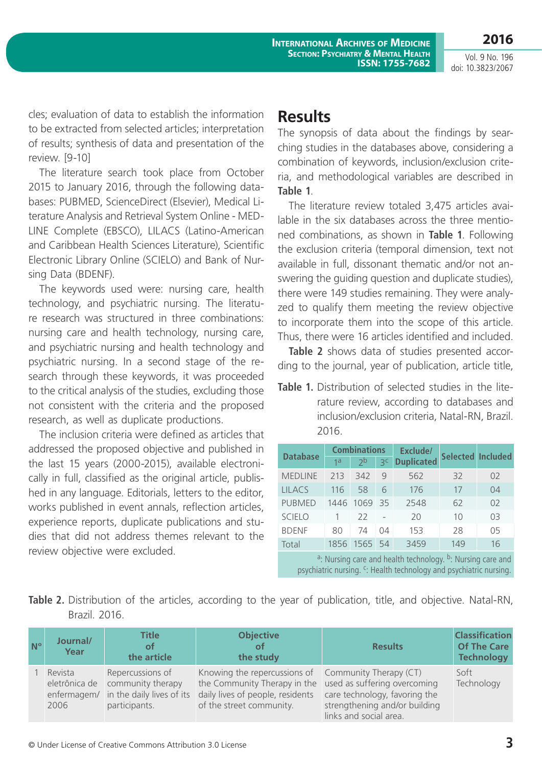cles; evaluation of data to establish the information to be extracted from selected articles; interpretation of results; synthesis of data and presentation of the review. [9-10]

The literature search took place from October 2015 to January 2016, through the following databases: PUBMED, ScienceDirect (Elsevier), Medical Literature Analysis and Retrieval System Online - MEDLINE Complete (EBSCO), LILACS (Latino-American and Caribbean Health Sciences Literature), Scientific Electronic Library Online (SCIELO) and Bank of Nursing Data (BDENF).

The keywords used were: nursing care, health technology, and psychiatric nursing. The literature research was structured in three combinations: nursing care and health technology, nursing care, and psychiatric nursing and health technology and psychiatric nursing. In a second stage of the research through these keywords, it was proceeded to the critical analysis of the studies, excluding those not consistent with the criteria and the proposed research, as well as duplicate productions.

The inclusion criteria were defined as articles that addressed the proposed objective and published in the last 15 years (2000-2015), available electronically in full, classified as the original article, published in any language. Editorials, letters to the editor, works published in event annals, reflection articles, experience reports, duplicate publications and studies that did not address themes relevant to the review objective were excluded.

## Results

The synopsis of data about the findings by searching studies in the databases above, considering a combination of keywords, inclusion/exclusion criteria, and methodological variables are described in **Table 1**.

The literature review totaled 3,475 articles available in the six databases across the three mentioned combinations, as shown in **Table 1**. Following the exclusion criteria (temporal dimension, text not available in full, dissonant thematic and/or not answering the guiding question and duplicate studies), there were 149 studies remaining. They were analyzed to qualify them meeting the review objective to incorporate them into the scope of this article. Thus, there were 16 articles identified and included.

**Table 2** shows data of studies presented according to the journal, year of publication, article title,

**Table 1.** Distribution of selected studies in the literature review, according to databases and inclusion/exclusion criteria, Natal-RN, Brazil. 2016.

| Database | Combinations | | | Exclude/ Duplicated | Selected | Included |
|---|---|---|---|---|---|---|
| | 1[a] | 2[b] | 3[c] | | | |
| MEDLINE | 213 | 342 | 9 | 562 | 32 | 02 |
| LILACS | 116 | 58 | 6 | 176 | 17 | 04 |
| PUBMED | 1446 | 1069 | 35 | 2548 | 62 | 02 |
| SCIELO | 1 | 22 | - | 20 | 10 | 03 |
| BDENF | 80 | 74 | 04 | 153 | 28 | 05 |
| Total | 1856 | 1565 | 54 | 3459 | 149 | 16 |

[a]: Nursing care and health technology. [b]: Nursing care and psychiatric nursing. [c]: Health technology and psychiatric nursing.

**Table 2.** Distribution of the articles, according to the year of publication, title, and objective. Natal-RN, Brazil. 2016.

| Nº | Journal/ Year | Title of the article | Objective of the study | Results | Classification Of The Care Technology |
|---|---|---|---|---|---|
| 1 | Revista eletrônica de enfermagem/ 2006 | Repercussions of community therapy in the daily lives of its participants. | Knowing the repercussions of the Community Therapy in the daily lives of people, residents of the street community. | Community Therapy (CT) used as suffering overcoming care technology, favoring the strengthening and/or building links and social area. | Soft Technology |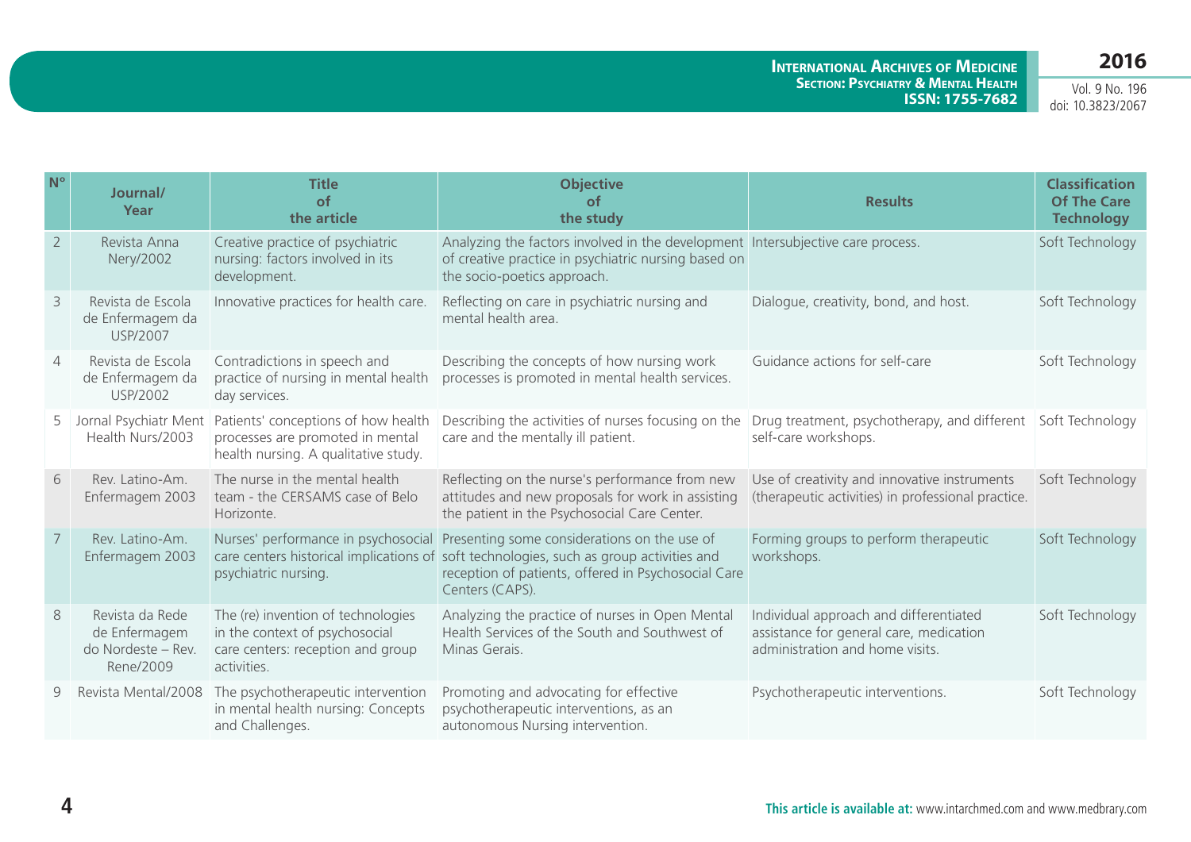| Nº | Journal/ Year | Title of the article | Objective of the study | Results | Classification Of The Care Technology |
|---|---|---|---|---|---|
| 2 | Revista Anna Nery/2002 | Creative practice of psychiatric nursing: factors involved in its development. | Analyzing the factors involved in the development of creative practice in psychiatric nursing based on the socio-poetics approach. | Intersubjective care process. | Soft Technology |
| 3 | Revista de Escola de Enfermagem da USP/2007 | Innovative practices for health care. | Reflecting on care in psychiatric nursing and mental health area. | Dialogue, creativity, bond, and host. | Soft Technology |
| 4 | Revista de Escola de Enfermagem da USP/2002 | Contradictions in speech and practice of nursing in mental health day services. | Describing the concepts of how nursing work processes is promoted in mental health services. | Guidance actions for self-care | Soft Technology |
| 5 | Jornal Psychiatr Ment Health Nurs/2003 | Patients' conceptions of how health processes are promoted in mental health nursing. A qualitative study. | Describing the activities of nurses focusing on the care and the mentally ill patient. | Drug treatment, psychotherapy, and different self-care workshops. | Soft Technology |
| 6 | Rev. Latino-Am. Enfermagem 2003 | The nurse in the mental health team - the CERSAMS case of Belo Horizonte. | Reflecting on the nurse's performance from new attitudes and new proposals for work in assisting the patient in the Psychosocial Care Center. | Use of creativity and innovative instruments (therapeutic activities) in professional practice. | Soft Technology |
| 7 | Rev. Latino-Am. Enfermagem 2003 | Nurses' performance in psychosocial care centers historical implications of psychiatric nursing. | Presenting some considerations on the use of soft technologies, such as group activities and reception of patients, offered in Psychosocial Care Centers (CAPS). | Forming groups to perform therapeutic workshops. | Soft Technology |
| 8 | Revista da Rede de Enfermagem do Nordeste – Rev. Rene/2009 | The (re) invention of technologies in the context of psychosocial care centers: reception and group activities. | Analyzing the practice of nurses in Open Mental Health Services of the South and Southwest of Minas Gerais. | Individual approach and differentiated assistance for general care, medication administration and home visits. | Soft Technology |
| 9 | Revista Mental/2008 | The psychotherapeutic intervention in mental health nursing: Concepts and Challenges. | Promoting and advocating for effective psychotherapeutic interventions, as an autonomous Nursing intervention. | Psychotherapeutic interventions. | Soft Technology |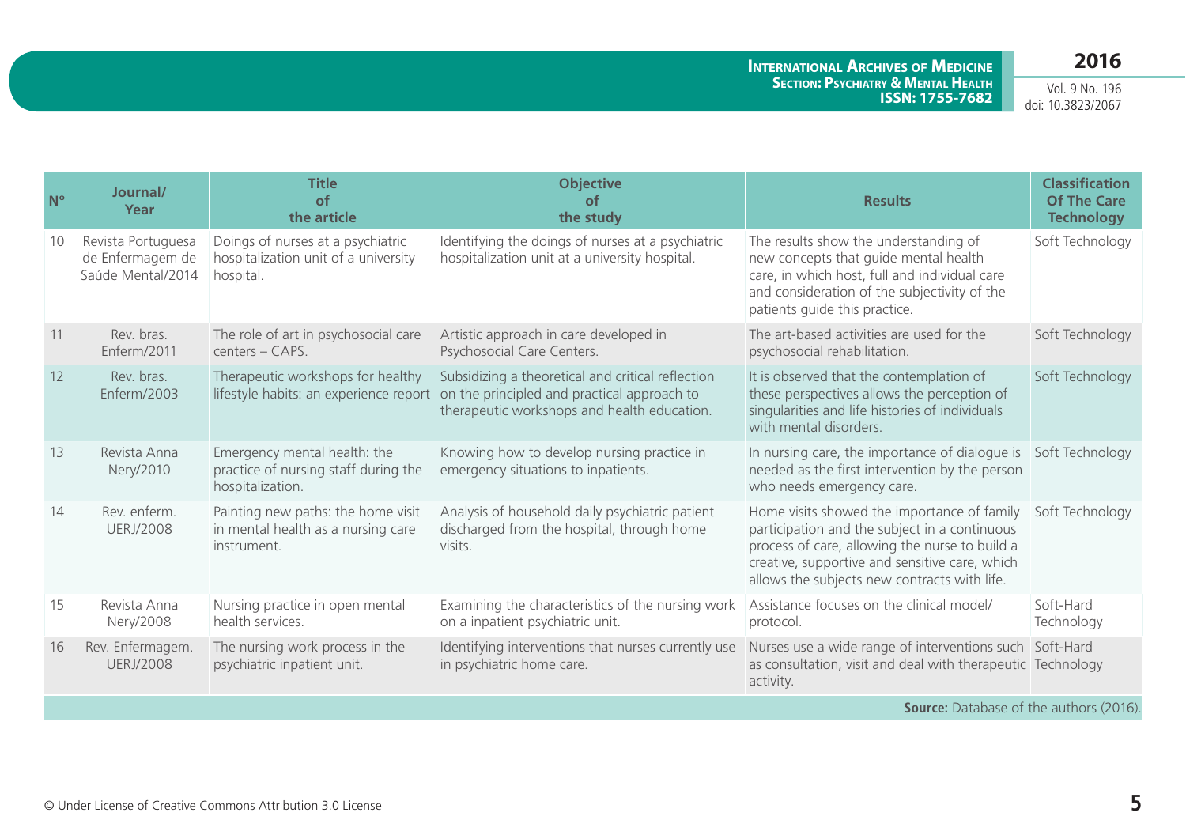| N° | Journal/ Year | Title of the article | Objective of the study | Results | Classification Of The Care Technology |
|---|---|---|---|---|---|
| 10 | Revista Portuguesa de Enfermagem de Saúde Mental/2014 | Doings of nurses at a psychiatric hospitalization unit of a university hospital. | Identifying the doings of nurses at a psychiatric hospitalization unit at a university hospital. | The results show the understanding of new concepts that guide mental health care, in which host, full and individual care and consideration of the subjectivity of the patients guide this practice. | Soft Technology |
| 11 | Rev. bras. Enferm/2011 | The role of art in psychosocial care centers – CAPS. | Artistic approach in care developed in Psychosocial Care Centers. | The art-based activities are used for the psychosocial rehabilitation. | Soft Technology |
| 12 | Rev. bras. Enferm/2003 | Therapeutic workshops for healthy lifestyle habits: an experience report | Subsidizing a theoretical and critical reflection on the principled and practical approach to therapeutic workshops and health education. | It is observed that the contemplation of these perspectives allows the perception of singularities and life histories of individuals with mental disorders. | Soft Technology |
| 13 | Revista Anna Nery/2010 | Emergency mental health: the practice of nursing staff during the hospitalization. | Knowing how to develop nursing practice in emergency situations to inpatients. | In nursing care, the importance of dialogue is needed as the first intervention by the person who needs emergency care. | Soft Technology |
| 14 | Rev. enferm. UERJ/2008 | Painting new paths: the home visit in mental health as a nursing care instrument. | Analysis of household daily psychiatric patient discharged from the hospital, through home visits. | Home visits showed the importance of family participation and the subject in a continuous process of care, allowing the nurse to build a creative, supportive and sensitive care, which allows the subjects new contracts with life. | Soft Technology |
| 15 | Revista Anna Nery/2008 | Nursing practice in open mental health services. | Examining the characteristics of the nursing work on a inpatient psychiatric unit. | Assistance focuses on the clinical model/ protocol. | Soft-Hard Technology |
| 16 | Rev. Enfermagem. UERJ/2008 | The nursing work process in the psychiatric inpatient unit. | Identifying interventions that nurses currently use in psychiatric home care. | Nurses use a wide range of interventions such as consultation, visit and deal with therapeutic activity. | Soft-Hard Technology |

**Source:** Database of the authors (2016).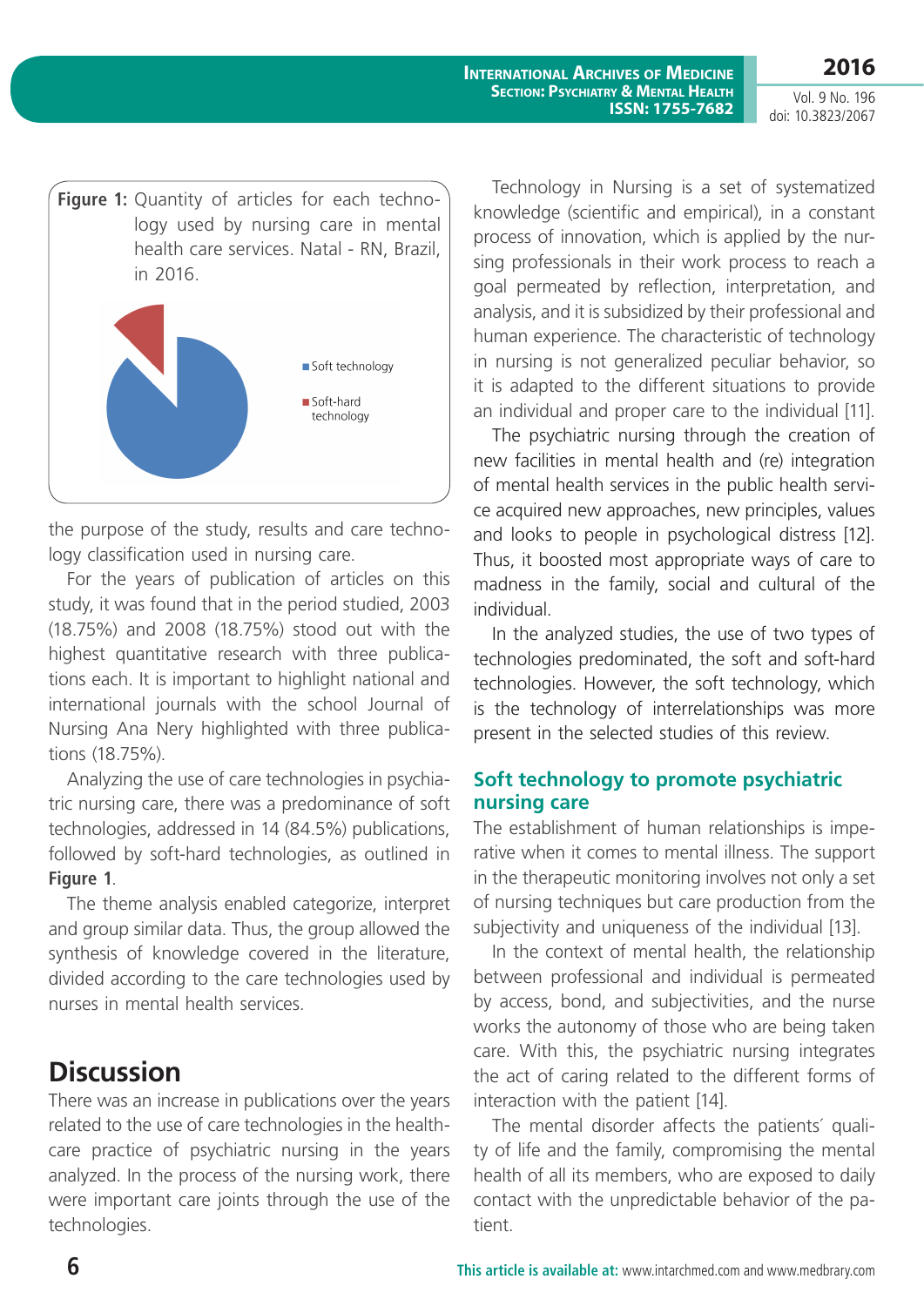**Figure 1:** Quantity of articles for each technology used by nursing care in mental health care services. Natal - RN, Brazil, in 2016.

Soft technology

Soft-hard technology

the purpose of the study, results and care technology classification used in nursing care.

For the years of publication of articles on this study, it was found that in the period studied, 2003 (18.75%) and 2008 (18.75%) stood out with the highest quantitative research with three publications each. It is important to highlight national and international journals with the school Journal of Nursing Ana Nery highlighted with three publications (18.75%).

Analyzing the use of care technologies in psychiatric nursing care, there was a predominance of soft technologies, addressed in 14 (84.5%) publications, followed by soft-hard technologies, as outlined in **Figure 1**.

The theme analysis enabled categorize, interpret and group similar data. Thus, the group allowed the synthesis of knowledge covered in the literature, divided according to the care technologies used by nurses in mental health services.

# Discussion

There was an increase in publications over the years related to the use of care technologies in the healthcare practice of psychiatric nursing in the years analyzed. In the process of the nursing work, there were important care joints through the use of the technologies.

Technology in Nursing is a set of systematized knowledge (scientific and empirical), in a constant process of innovation, which is applied by the nursing professionals in their work process to reach a goal permeated by reflection, interpretation, and analysis, and it is subsidized by their professional and human experience. The characteristic of technology in nursing is not generalized peculiar behavior, so it is adapted to the different situations to provide an individual and proper care to the individual [11].

The psychiatric nursing through the creation of new facilities in mental health and (re) integration of mental health services in the public health service acquired new approaches, new principles, values and looks to people in psychological distress [12]. Thus, it boosted most appropriate ways of care to madness in the family, social and cultural of the individual.

In the analyzed studies, the use of two types of technologies predominated, the soft and soft-hard technologies. However, the soft technology, which is the technology of interrelationships was more present in the selected studies of this review.

## Soft technology to promote psychiatric nursing care

The establishment of human relationships is imperative when it comes to mental illness. The support in the therapeutic monitoring involves not only a set of nursing techniques but care production from the subjectivity and uniqueness of the individual [13].

In the context of mental health, the relationship between professional and individual is permeated by access, bond, and subjectivities, and the nurse works the autonomy of those who are being taken care. With this, the psychiatric nursing integrates the act of caring related to the different forms of interaction with the patient [14].

The mental disorder affects the patients´ quality of life and the family, compromising the mental health of all its members, who are exposed to daily contact with the unpredictable behavior of the patient.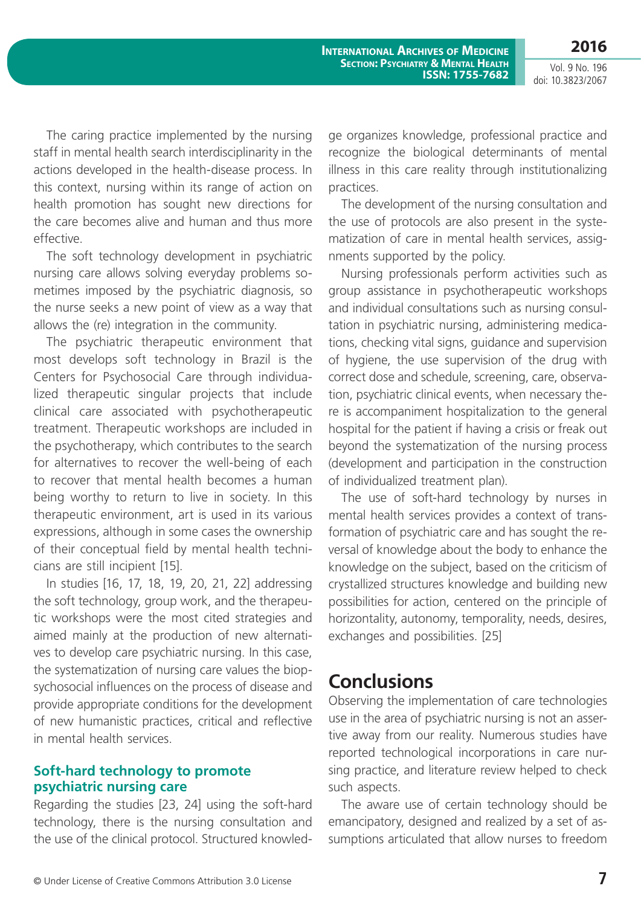The caring practice implemented by the nursing staff in mental health search interdisciplinarity in the actions developed in the health-disease process. In this context, nursing within its range of action on health promotion has sought new directions for the care becomes alive and human and thus more effective.

The soft technology development in psychiatric nursing care allows solving everyday problems sometimes imposed by the psychiatric diagnosis, so the nurse seeks a new point of view as a way that allows the (re) integration in the community.

The psychiatric therapeutic environment that most develops soft technology in Brazil is the Centers for Psychosocial Care through individualized therapeutic singular projects that include clinical care associated with psychotherapeutic treatment. Therapeutic workshops are included in the psychotherapy, which contributes to the search for alternatives to recover the well-being of each to recover that mental health becomes a human being worthy to return to live in society. In this therapeutic environment, art is used in its various expressions, although in some cases the ownership of their conceptual field by mental health technicians are still incipient [15].

In studies [16, 17, 18, 19, 20, 21, 22] addressing the soft technology, group work, and the therapeutic workshops were the most cited strategies and aimed mainly at the production of new alternatives to develop care psychiatric nursing. In this case, the systematization of nursing care values the biopsychosocial influences on the process of disease and provide appropriate conditions for the development of new humanistic practices, critical and reflective in mental health services.

### Soft-hard technology to promote psychiatric nursing care

Regarding the studies [23, 24] using the soft-hard technology, there is the nursing consultation and the use of the clinical protocol. Structured knowledge organizes knowledge, professional practice and recognize the biological determinants of mental illness in this care reality through institutionalizing practices.

The development of the nursing consultation and the use of protocols are also present in the systematization of care in mental health services, assignments supported by the policy.

Nursing professionals perform activities such as group assistance in psychotherapeutic workshops and individual consultations such as nursing consultation in psychiatric nursing, administering medications, checking vital signs, guidance and supervision of hygiene, the use supervision of the drug with correct dose and schedule, screening, care, observation, psychiatric clinical events, when necessary there is accompaniment hospitalization to the general hospital for the patient if having a crisis or freak out beyond the systematization of the nursing process (development and participation in the construction of individualized treatment plan).

The use of soft-hard technology by nurses in mental health services provides a context of transformation of psychiatric care and has sought the reversal of knowledge about the body to enhance the knowledge on the subject, based on the criticism of crystallized structures knowledge and building new possibilities for action, centered on the principle of horizontality, autonomy, temporality, needs, desires, exchanges and possibilities. [25]

## Conclusions

Observing the implementation of care technologies use in the area of psychiatric nursing is not an assertive away from our reality. Numerous studies have reported technological incorporations in care nursing practice, and literature review helped to check such aspects.

The aware use of certain technology should be emancipatory, designed and realized by a set of assumptions articulated that allow nurses to freedom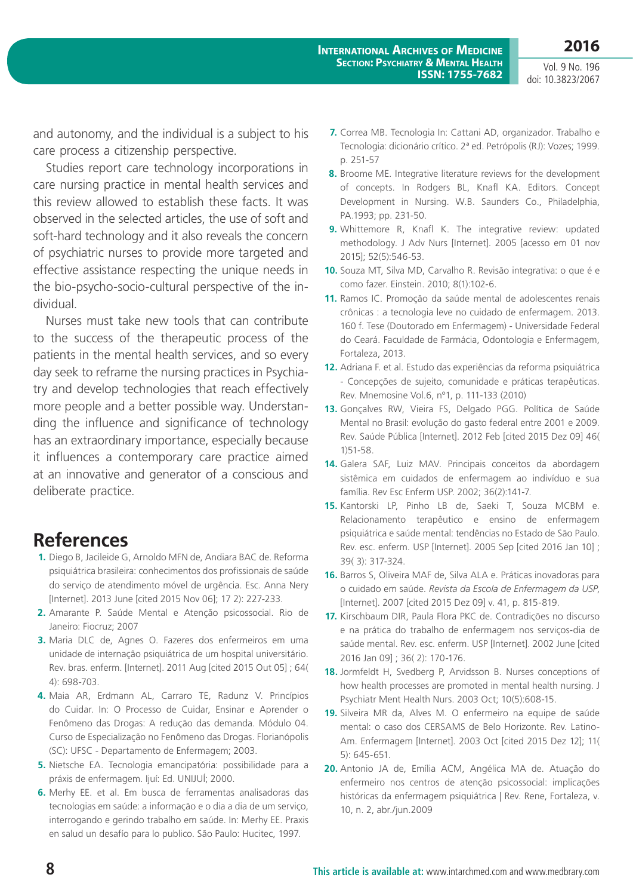and autonomy, and the individual is a subject to his care process a citizenship perspective.

Studies report care technology incorporations in care nursing practice in mental health services and this review allowed to establish these facts. It was observed in the selected articles, the use of soft and soft-hard technology and it also reveals the concern of psychiatric nurses to provide more targeted and effective assistance respecting the unique needs in the bio-psycho-socio-cultural perspective of the individual.

Nurses must take new tools that can contribute to the success of the therapeutic process of the patients in the mental health services, and so every day seek to reframe the nursing practices in Psychiatry and develop technologies that reach effectively more people and a better possible way. Understanding the influence and significance of technology has an extraordinary importance, especially because it influences a contemporary care practice aimed at an innovative and generator of a conscious and deliberate practice.

# References

1. Diego B, Jacileide G, Arnoldo MFN de, Andiara BAC de. Reforma psiquiátrica brasileira: conhecimentos dos profissionais de saúde do serviço de atendimento móvel de urgência. Esc. Anna Nery [Internet]. 2013 June [cited 2015 Nov 06]; 17 2): 227-233.
2. Amarante P. Saúde Mental e Atenção psicossocial. Rio de Janeiro: Fiocruz; 2007
3. Maria DLC de, Agnes O. Fazeres dos enfermeiros em uma unidade de internação psiquiátrica de um hospital universitário. Rev. bras. enferm. [Internet]. 2011 Aug [cited 2015 Out 05] ; 64( 4): 698-703.
4. Maia AR, Erdmann AL, Carraro TE, Radunz V. Princípios do Cuidar. In: O Processo de Cuidar, Ensinar e Aprender o Fenômeno das Drogas: A redução das demanda. Módulo 04. Curso de Especialização no Fenômeno das Drogas. Florianópolis (SC): UFSC - Departamento de Enfermagem; 2003.
5. Nietsche EA. Tecnologia emancipatória: possibilidade para a práxis de enfermagem. Ijuí: Ed. UNIJUÍ; 2000.
6. Merhy EE. et al. Em busca de ferramentas analisadoras das tecnologias em saúde: a informação e o dia a dia de um serviço, interrogando e gerindo trabalho em saúde. In: Merhy EE. Praxis en salud un desafío para lo publico. São Paulo: Hucitec, 1997.
7. Correa MB. Tecnologia In: Cattani AD, organizador. Trabalho e Tecnologia: dicionário crítico. 2ª ed. Petrópolis (RJ): Vozes; 1999. p. 251-57
8. Broome ME. Integrative literature reviews for the development of concepts. In Rodgers BL, Knafl KA. Editors. Concept Development in Nursing. W.B. Saunders Co., Philadelphia, PA.1993; pp. 231-50.
9. Whittemore R, Knafl K. The integrative review: updated methodology. J Adv Nurs [Internet]. 2005 [acesso em 01 nov 2015]; 52(5):546-53.
10. Souza MT, Silva MD, Carvalho R. Revisão integrativa: o que é e como fazer. Einstein. 2010; 8(1):102-6.
11. Ramos IC. Promoção da saúde mental de adolescentes renais crônicas : a tecnologia leve no cuidado de enfermagem. 2013. 160 f. Tese (Doutorado em Enfermagem) - Universidade Federal do Ceará. Faculdade de Farmácia, Odontologia e Enfermagem, Fortaleza, 2013.
12. Adriana F. et al. Estudo das experiências da reforma psiquiátrica - Concepções de sujeito, comunidade e práticas terapêuticas. Rev. Mnemosine Vol.6, nº1, p. 111-133 (2010)
13. Gonçalves RW, Vieira FS, Delgado PGG. Política de Saúde Mental no Brasil: evolução do gasto federal entre 2001 e 2009. Rev. Saúde Pública [Internet]. 2012 Feb [cited 2015 Dez 09] 46( 1)51-58.
14. Galera SAF, Luiz MAV. Principais conceitos da abordagem sistêmica em cuidados de enfermagem ao indivíduo e sua família. Rev Esc Enferm USP. 2002; 36(2):141-7.
15. Kantorski LP, Pinho LB de, Saeki T, Souza MCBM e. Relacionamento terapêutico e ensino de enfermagem psiquiátrica e saúde mental: tendências no Estado de São Paulo. Rev. esc. enferm. USP [Internet]. 2005 Sep [cited 2016 Jan 10] ; 39( 3): 317-324.
16. Barros S, Oliveira MAF de, Silva ALA e. Práticas inovadoras para o cuidado em saúde. *Revista da Escola de Enfermagem da USP*, [Internet]. 2007 [cited 2015 Dez 09] v. 41, p. 815-819.
17. Kirschbaum DIR, Paula Flora PKC de. Contradições no discurso e na prática do trabalho de enfermagem nos serviços-dia de saúde mental. Rev. esc. enferm. USP [Internet]. 2002 June [cited 2016 Jan 09] ; 36( 2): 170-176.
18. Jormfeldt H, Svedberg P, Arvidsson B. Nurses conceptions of how health processes are promoted in mental health nursing. J Psychiatr Ment Health Nurs. 2003 Oct; 10(5):608-15.
19. Silveira MR da, Alves M. O enfermeiro na equipe de saúde mental: o caso dos CERSAMS de Belo Horizonte. Rev. Latino-Am. Enfermagem [Internet]. 2003 Oct [cited 2015 Dez 12]; 11( 5): 645-651.
20. Antonio JA de, Emília ACM, Angélica MA de. Atuação do enfermeiro nos centros de atenção psicossocial: implicações históricas da enfermagem psiquiátrica | Rev. Rene, Fortaleza, v. 10, n. 2, abr./jun.2009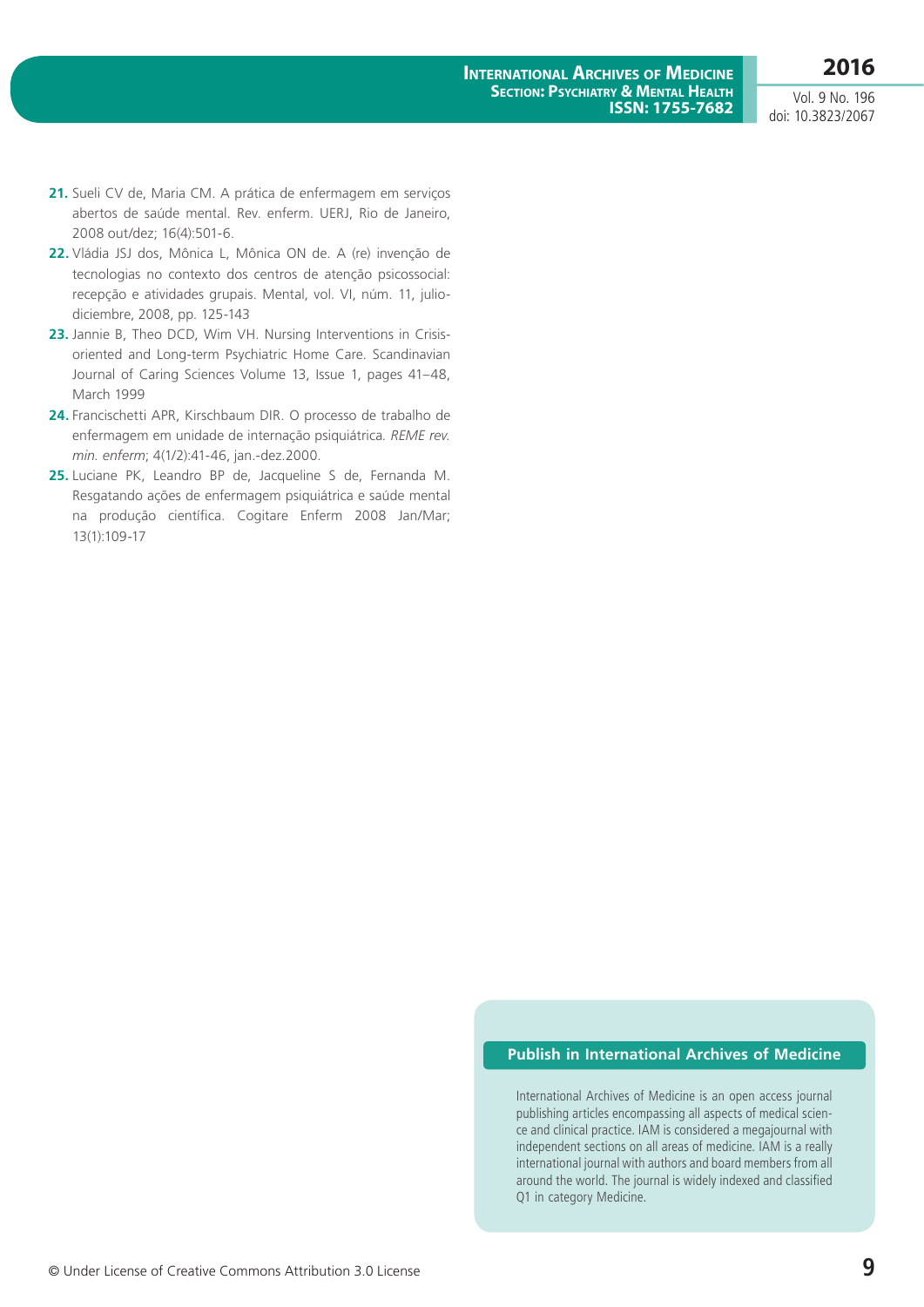21. Sueli CV de, Maria CM. A prática de enfermagem em serviços abertos de saúde mental. Rev. enferm. UERJ, Rio de Janeiro, 2008 out/dez; 16(4):501-6.
22. Vládia JSJ dos, Mônica L, Mônica ON de. A (re) invenção de tecnologias no contexto dos centros de atenção psicossocial: recepção e atividades grupais. Mental, vol. VI, núm. 11, julio-diciembre, 2008, pp. 125-143
23. Jannie B, Theo DCD, Wim VH. Nursing Interventions in Crisis-oriented and Long-term Psychiatric Home Care. Scandinavian Journal of Caring Sciences Volume 13, Issue 1, pages 41–48, March 1999
24. Francischetti APR, Kirschbaum DIR. O processo de trabalho de enfermagem em unidade de internação psiquiátrica. *REME rev. min. enferm*; 4(1/2):41-46, jan.-dez.2000.
25. Luciane PK, Leandro BP de, Jacqueline S de, Fernanda M. Resgatando ações de enfermagem psiquiátrica e saúde mental na produção científica. Cogitare Enferm 2008 Jan/Mar; 13(1):109-17

**Publish in International Archives of Medicine**

International Archives of Medicine is an open access journal publishing articles encompassing all aspects of medical science and clinical practice. IAM is considered a megajournal with independent sections on all areas of medicine. IAM is a really international journal with authors and board members from all around the world. The journal is widely indexed and classified Q1 in category Medicine.

© Under License of Creative Commons Attribution 3.0 License